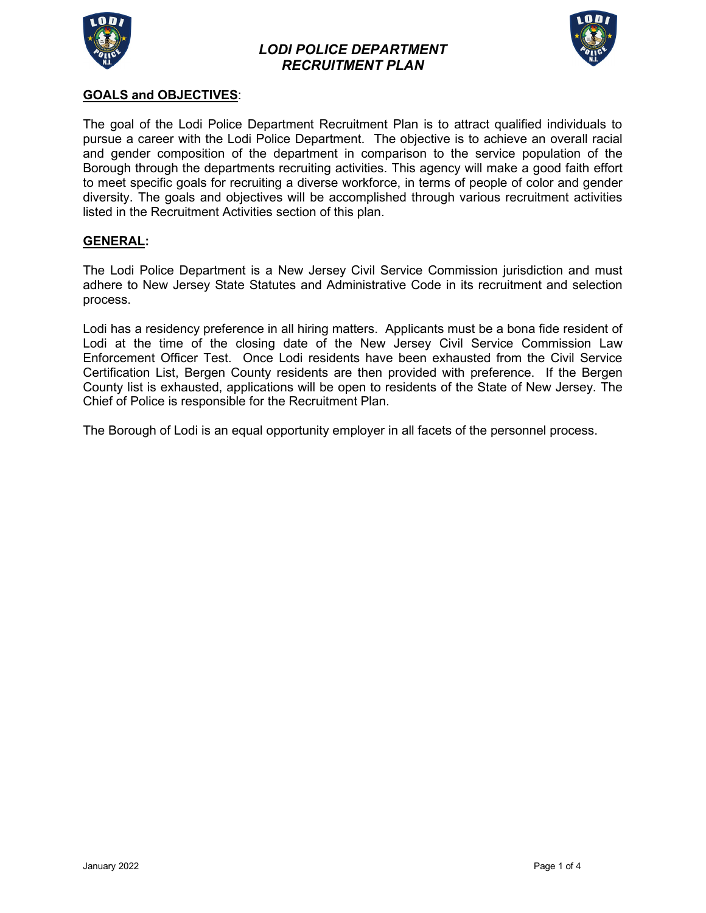# *LODI POLICE DEPARTMENT*
# *RECRUITMENT PLAN*

## GOALS and OBJECTIVES:

The goal of the Lodi Police Department Recruitment Plan is to attract qualified individuals to pursue a career with the Lodi Police Department. The objective is to achieve an overall racial and gender composition of the department in comparison to the service population of the Borough through the departments recruiting activities. This agency will make a good faith effort to meet specific goals for recruiting a diverse workforce, in terms of people of color and gender diversity. The goals and objectives will be accomplished through various recruitment activities listed in the Recruitment Activities section of this plan.

## GENERAL:

The Lodi Police Department is a New Jersey Civil Service Commission jurisdiction and must adhere to New Jersey State Statutes and Administrative Code in its recruitment and selection process.

Lodi has a residency preference in all hiring matters. Applicants must be a bona fide resident of Lodi at the time of the closing date of the New Jersey Civil Service Commission Law Enforcement Officer Test. Once Lodi residents have been exhausted from the Civil Service Certification List, Bergen County residents are then provided with preference. If the Bergen County list is exhausted, applications will be open to residents of the State of New Jersey. The Chief of Police is responsible for the Recruitment Plan.

The Borough of Lodi is an equal opportunity employer in all facets of the personnel process.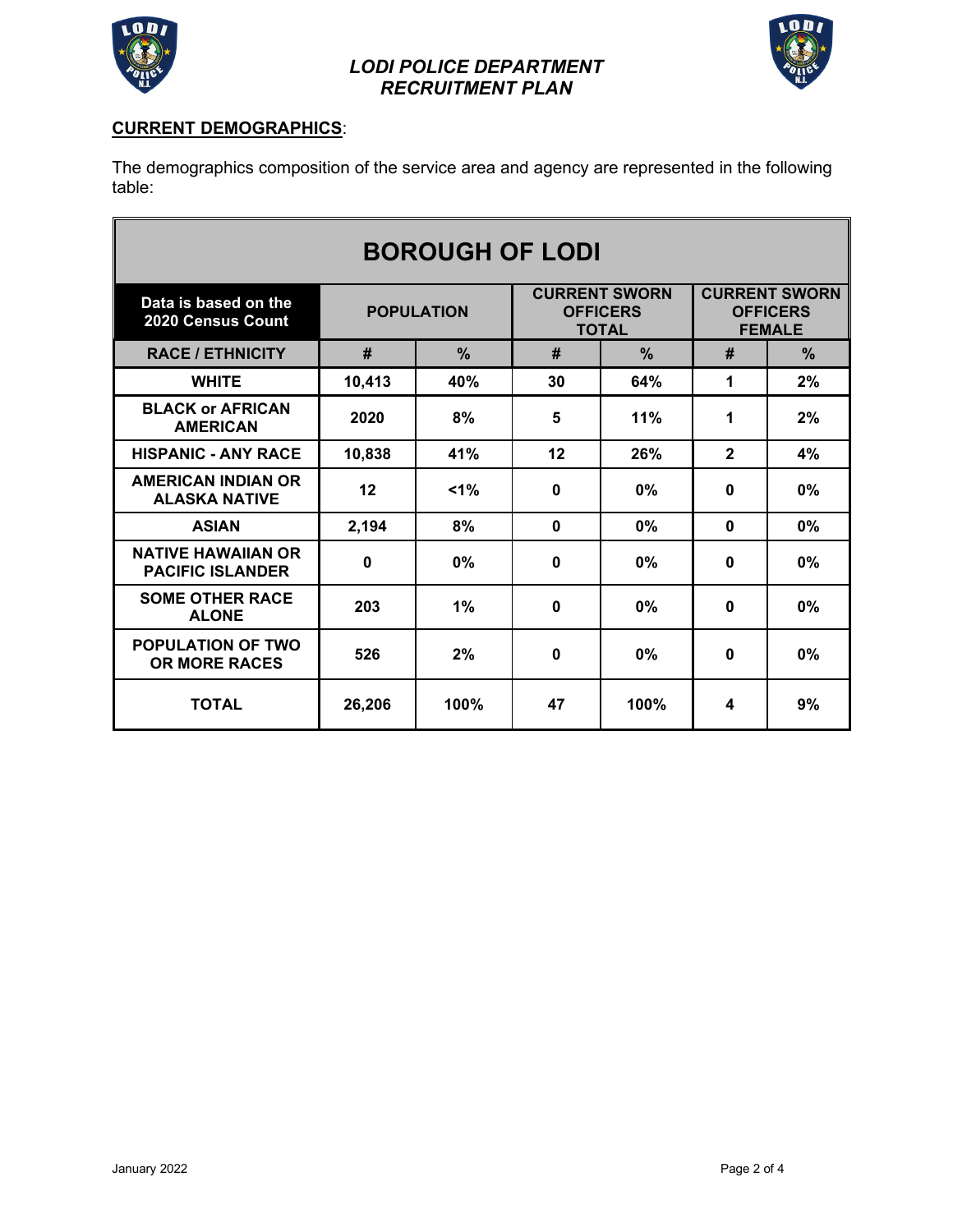**CURRENT DEMOGRAPHICS**:

The demographics composition of the service area and agency are represented in the following table:

| BOROUGH OF LODI | | | | | | |
|---|---|---|---|---|---|---|
| **Data is based on the 2020 Census Count** | **POPULATION** | | **CURRENT SWORN OFFICERS TOTAL** | | **CURRENT SWORN OFFICERS FEMALE** | |
| **RACE / ETHNICITY** | **#** | **%** | **#** | **%** | **#** | **%** |
| **WHITE** | **10,413** | **40%** | **30** | **64%** | **1** | **2%** |
| **BLACK or AFRICAN AMERICAN** | **2020** | **8%** | **5** | **11%** | **1** | **2%** |
| **HISPANIC - ANY RACE** | **10,838** | **41%** | **12** | **26%** | **2** | **4%** |
| **AMERICAN INDIAN OR ALASKA NATIVE** | **12** | **<1%** | **0** | **0%** | **0** | **0%** |
| **ASIAN** | **2,194** | **8%** | **0** | **0%** | **0** | **0%** |
| **NATIVE HAWAIIAN OR PACIFIC ISLANDER** | **0** | **0%** | **0** | **0%** | **0** | **0%** |
| **SOME OTHER RACE ALONE** | **203** | **1%** | **0** | **0%** | **0** | **0%** |
| **POPULATION OF TWO OR MORE RACES** | **526** | **2%** | **0** | **0%** | **0** | **0%** |
| **TOTAL** | **26,206** | **100%** | **47** | **100%** | **4** | **9%** |

January 2022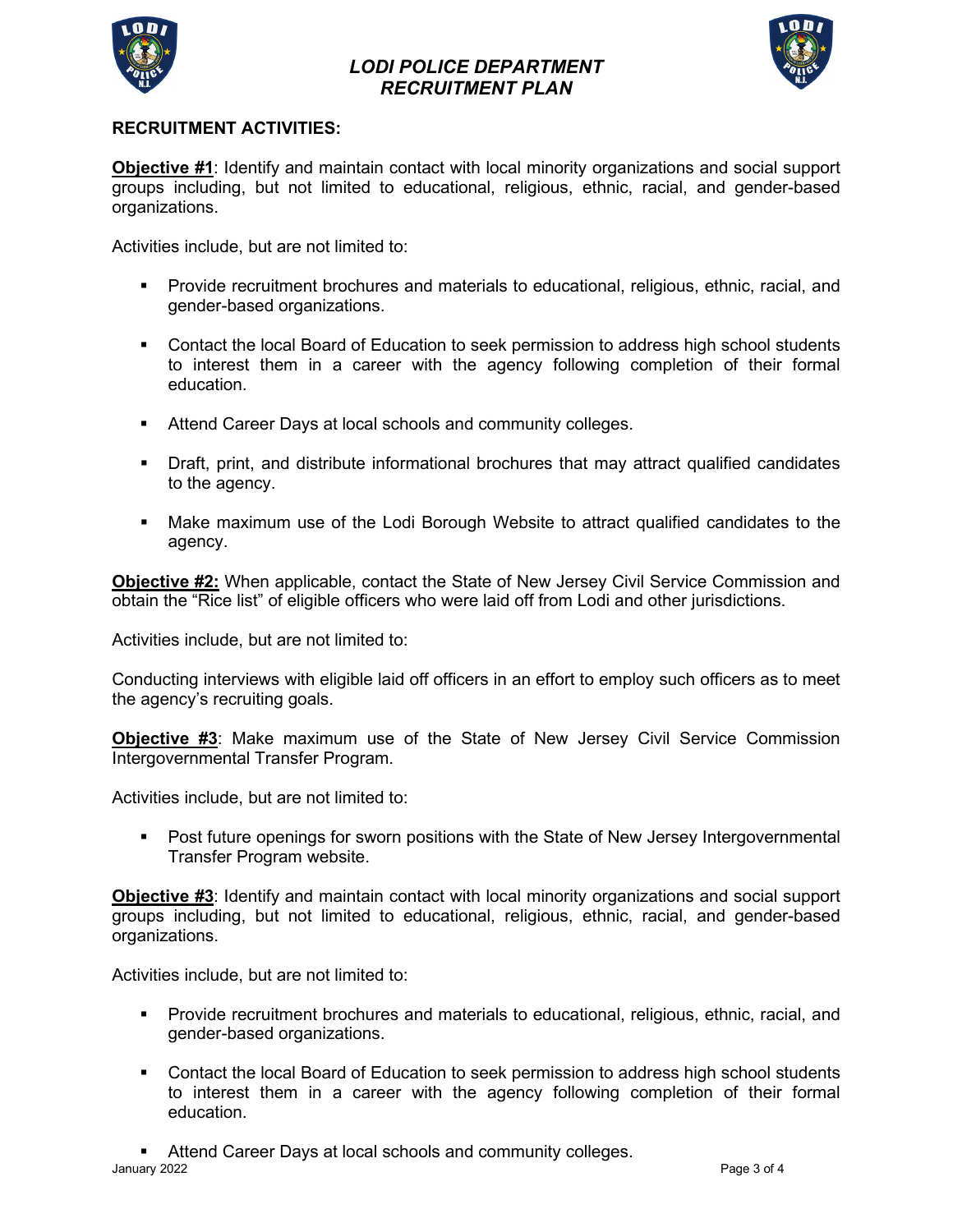## RECRUITMENT ACTIVITIES:

**Objective #1**: Identify and maintain contact with local minority organizations and social support groups including, but not limited to educational, religious, ethnic, racial, and gender-based organizations.

Activities include, but are not limited to:

- Provide recruitment brochures and materials to educational, religious, ethnic, racial, and gender-based organizations.
- Contact the local Board of Education to seek permission to address high school students to interest them in a career with the agency following completion of their formal education.
- Attend Career Days at local schools and community colleges.
- Draft, print, and distribute informational brochures that may attract qualified candidates to the agency.
- Make maximum use of the Lodi Borough Website to attract qualified candidates to the agency.

**Objective #2:** When applicable, contact the State of New Jersey Civil Service Commission and obtain the "Rice list" of eligible officers who were laid off from Lodi and other jurisdictions.

Activities include, but are not limited to:

Conducting interviews with eligible laid off officers in an effort to employ such officers as to meet the agency's recruiting goals.

**Objective #3**: Make maximum use of the State of New Jersey Civil Service Commission Intergovernmental Transfer Program.

Activities include, but are not limited to:

- Post future openings for sworn positions with the State of New Jersey Intergovernmental Transfer Program website.

**Objective #3**: Identify and maintain contact with local minority organizations and social support groups including, but not limited to educational, religious, ethnic, racial, and gender-based organizations.

Activities include, but are not limited to:

- Provide recruitment brochures and materials to educational, religious, ethnic, racial, and gender-based organizations.
- Contact the local Board of Education to seek permission to address high school students to interest them in a career with the agency following completion of their formal education.
- Attend Career Days at local schools and community colleges.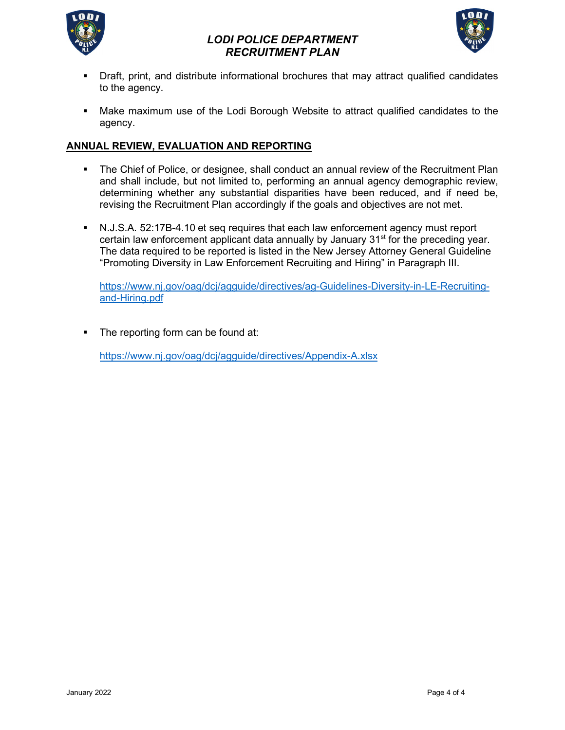- Draft, print, and distribute informational brochures that may attract qualified candidates to the agency.

- Make maximum use of the Lodi Borough Website to attract qualified candidates to the agency.

## ANNUAL REVIEW, EVALUATION AND REPORTING

- The Chief of Police, or designee, shall conduct an annual review of the Recruitment Plan and shall include, but not limited to, performing an annual agency demographic review, determining whether any substantial disparities have been reduced, and if need be, revising the Recruitment Plan accordingly if the goals and objectives are not met.

- N.J.S.A. 52:17B-4.10 et seq requires that each law enforcement agency must report certain law enforcement applicant data annually by January 31st for the preceding year. The data required to be reported is listed in the New Jersey Attorney General Guideline "Promoting Diversity in Law Enforcement Recruiting and Hiring" in Paragraph III.

  https://www.nj.gov/oag/dcj/agguide/directives/ag-Guidelines-Diversity-in-LE-Recruiting-and-Hiring.pdf

- The reporting form can be found at:

  https://www.nj.gov/oag/dcj/agguide/directives/Appendix-A.xlsx